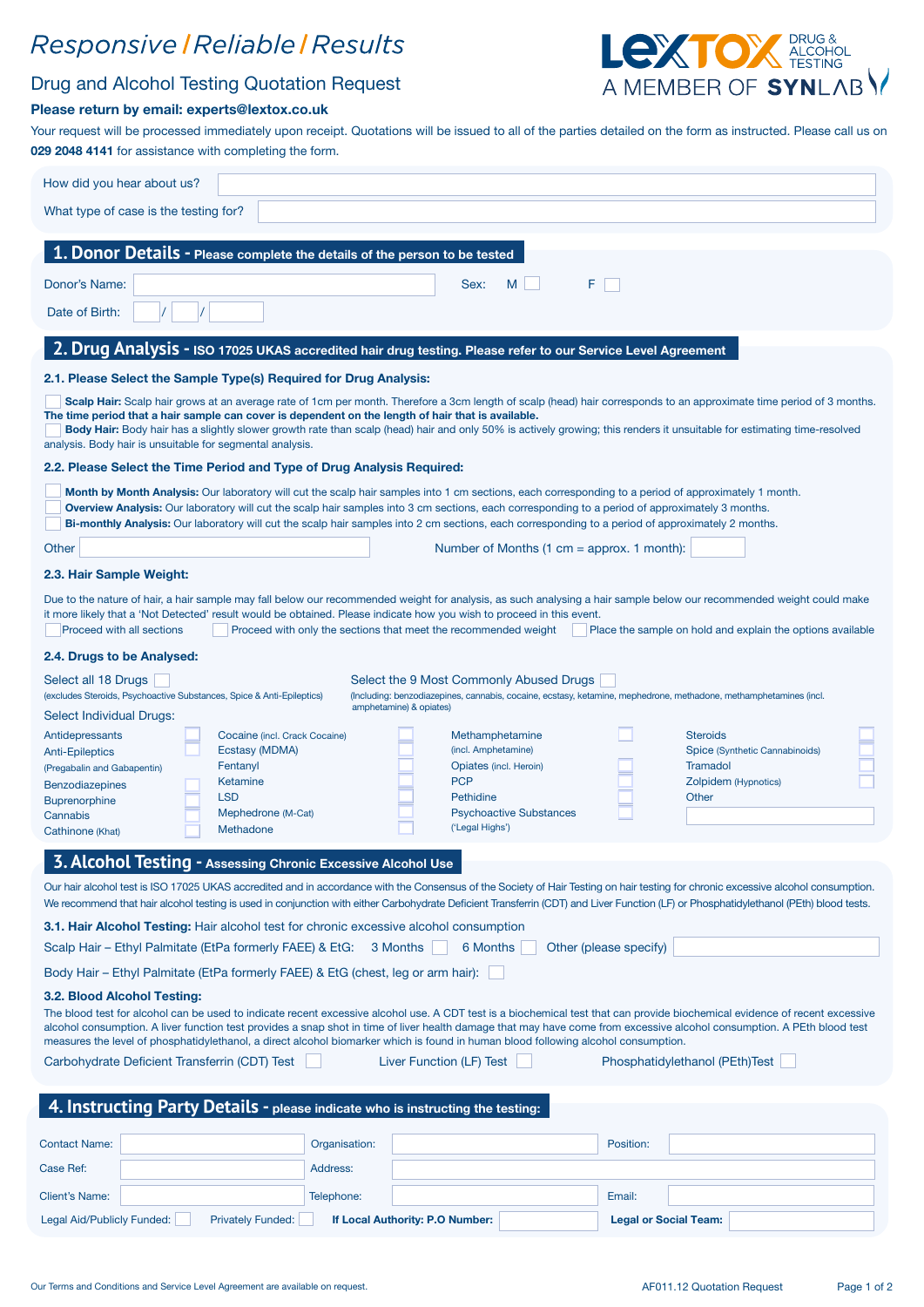# *Responsive / Reliable / Results*

LEXTOX DRUG & ALCOHOL TESTING
A MEMBER OF SYNLAB

## Drug and Alcohol Testing Quotation Request

**Please return by email: experts@lextox.co.uk**

Your request will be processed immediately upon receipt. Quotations will be issued to all of the parties detailed on the form as instructed. Please call us on **029 2048 4141** for assistance with completing the form.

How did you hear about us?

What type of case is the testing for?

## 1. Donor Details - Please complete the details of the person to be tested

Donor's Name: &nbsp;&nbsp;&nbsp;&nbsp; Sex: M ☐ F ☐

Date of Birth: / /

## 2. Drug Analysis - ISO 17025 UKAS accredited hair drug testing. Please refer to our Service Level Agreement

### 2.1. Please Select the Sample Type(s) Required for Drug Analysis:

☐ **Scalp Hair:** Scalp hair grows at an average rate of 1cm per month. Therefore a 3cm length of scalp (head) hair corresponds to an approximate time period of 3 months. **The time period that a hair sample can cover is dependent on the length of hair that is available.**

☐ **Body Hair:** Body hair has a slightly slower growth rate than scalp (head) hair and only 50% is actively growing; this renders it unsuitable for estimating time-resolved analysis. Body hair is unsuitable for segmental analysis.

### 2.2. Please Select the Time Period and Type of Drug Analysis Required:

☐ **Month by Month Analysis:** Our laboratory will cut the scalp hair samples into 1 cm sections, each corresponding to a period of approximately 1 month.

☐ **Overview Analysis:** Our laboratory will cut the scalp hair samples into 3 cm sections, each corresponding to a period of approximately 3 months.

☐ **Bi-monthly Analysis:** Our laboratory will cut the scalp hair samples into 2 cm sections, each corresponding to a period of approximately 2 months.

Other &nbsp;&nbsp;&nbsp;&nbsp; Number of Months (1 cm = approx. 1 month):

### 2.3. Hair Sample Weight:

Due to the nature of hair, a hair sample may fall below our recommended weight for analysis, as such analysing a hair sample below our recommended weight could make it more likely that a 'Not Detected' result would be obtained. Please indicate how you wish to proceed in this event.

☐ Proceed with all sections &nbsp;&nbsp; ☐ Proceed with only the sections that meet the recommended weight &nbsp;&nbsp; ☐ Place the sample on hold and explain the options available

### 2.4. Drugs to be Analysed:

Select all 18 Drugs ☐
(excludes Steroids, Psychoactive Substances, Spice & Anti-Epileptics)

Select the 9 Most Commonly Abused Drugs ☐
(Including: benzodiazepines, cannabis, cocaine, ecstasy, ketamine, mephedrone, methadone, methamphetamines (incl. amphetamine) & opiates)

Select Individual Drugs:

| | | | | | | | |
|---|---|---|---|---|---|---|---|
| Antidepressants | ☐ | Cocaine (incl. Crack Cocaine) | ☐ | Methamphetamine (incl. Amphetamine) | ☐ | Steroids | ☐ |
| Anti-Epileptics (Pregabalin and Gabapentin) | ☐ | Ecstasy (MDMA) | ☐ | Opiates (incl. Heroin) | ☐ | Spice (Synthetic Cannabinoids) | ☐ |
| Benzodiazepines | ☐ | Fentanyl | ☐ | PCP | ☐ | Tramadol | ☐ |
| Buprenorphine | ☐ | Ketamine | ☐ | Pethidine | ☐ | Zolpidem (Hypnotics) | ☐ |
| Cannabis | ☐ | LSD | ☐ | Psychoactive Substances ('Legal Highs') | ☐ | Other | |
| Cathinone (Khat) | ☐ | Mephedrone (M-Cat) | ☐ | | | | |
| | | Methadone | ☐ | | | | |

## 3. Alcohol Testing - Assessing Chronic Excessive Alcohol Use

Our hair alcohol test is ISO 17025 UKAS accredited and in accordance with the Consensus of the Society of Hair Testing on hair testing for chronic excessive alcohol consumption. We recommend that hair alcohol testing is used in conjunction with either Carbohydrate Deficient Transferrin (CDT) and Liver Function (LF) or Phosphatidylethanol (PEth) blood tests.

### 3.1. Hair Alcohol Testing: Hair alcohol test for chronic excessive alcohol consumption

Scalp Hair – Ethyl Palmitate (EtPa formerly FAEE) & EtG: 3 Months ☐ 6 Months ☐ Other (please specify)

Body Hair – Ethyl Palmitate (EtPa formerly FAEE) & EtG (chest, leg or arm hair): ☐

### 3.2. Blood Alcohol Testing:

The blood test for alcohol can be used to indicate recent excessive alcohol use. A CDT test is a biochemical test that can provide biochemical evidence of recent excessive alcohol consumption. A liver function test provides a snap shot in time of liver health damage that may have come from excessive alcohol consumption. A PEth blood test measures the level of phosphatidylethanol, a direct alcohol biomarker which is found in human blood following alcohol consumption.

Carbohydrate Deficient Transferrin (CDT) Test ☐ &nbsp;&nbsp; Liver Function (LF) Test ☐ &nbsp;&nbsp; Phosphatidylethanol (PEth)Test ☐

## 4. Instructing Party Details - please indicate who is instructing the testing:

| | | | | | |
|---|---|---|---|---|---|
| Contact Name: | | Organisation: | | Position: | |
| Case Ref: | | Address: | | | |
| Client's Name: | | Telephone: | | Email: | |

Legal Aid/Publicly Funded: ☐ &nbsp;&nbsp; Privately Funded: ☐ &nbsp;&nbsp; **If Local Authority: P.O Number:** &nbsp;&nbsp; **Legal or Social Team:**

Our Terms and Conditions and Service Level Agreement are available on request.

AF011.12 Quotation Request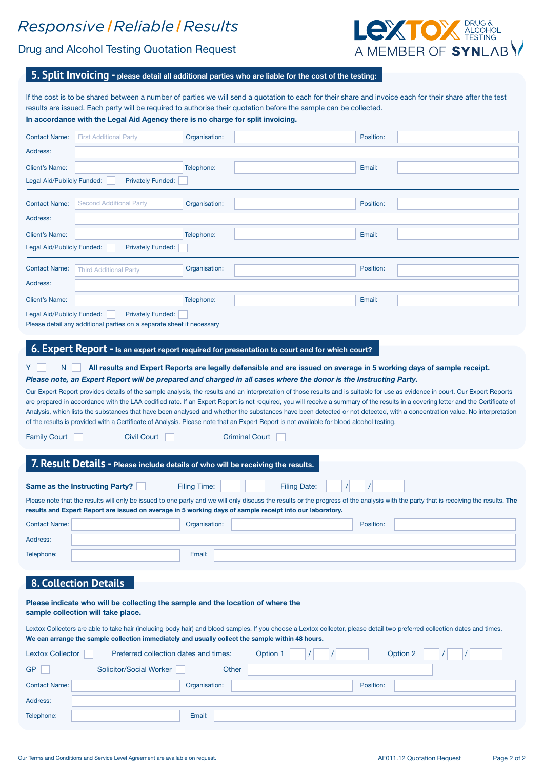Responsive / Reliable / Results

Drug and Alcohol Testing Quotation Request

LEXTOX DRUG & ALCOHOL TESTING — A MEMBER OF SYNLAB

## 5. Split Invoicing - please detail all additional parties who are liable for the cost of the testing:

If the cost is to be shared between a number of parties we will send a quotation to each for their share and invoice each for their share after the test results are issued. Each party will be required to authorise their quotation before the sample can be collected.

**In accordance with the Legal Aid Agency there is no charge for split invoicing.**

Contact Name: First Additional Party Organisation: Position:
Address:
Client's Name: Telephone: Email:
Legal Aid/Publicly Funded: ☐ Privately Funded: ☐

Contact Name: Second Additional Party Organisation: Position:
Address:
Client's Name: Telephone: Email:
Legal Aid/Publicly Funded: ☐ Privately Funded: ☐

Contact Name: Third Additional Party Organisation: Position:
Address:
Client's Name: Telephone: Email:
Legal Aid/Publicly Funded: ☐ Privately Funded: ☐

Please detail any additional parties on a separate sheet if necessary

## 6. Expert Report - Is an expert report required for presentation to court and for which court?

Y ☐ N ☐ **All results and Expert Reports are legally defensible and are issued on average in 5 working days of sample receipt.**

***Please note, an Expert Report will be prepared and charged in all cases where the donor is the Instructing Party.***

Our Expert Report provides details of the sample analysis, the results and an interpretation of those results and is suitable for use as evidence in court. Our Expert Reports are prepared in accordance with the LAA codified rate. If an Expert Report is not required, you will receive a summary of the results in a covering letter and the Certificate of Analysis, which lists the substances that have been analysed and whether the substances have been detected or not detected, with a concentration value. No interpretation of the results is provided with a Certificate of Analysis. Please note that an Expert Report is not available for blood alcohol testing.

Family Court ☐ Civil Court ☐ Criminal Court ☐

## 7. Result Details - Please include details of who will be receiving the results.

**Same as the Instructing Party?** ☐ Filing Time: Filing Date: / /

Please note that the results will only be issued to one party and we will only discuss the results or the progress of the analysis with the party that is receiving the results. **The results and Expert Report are issued on average in 5 working days of sample receipt into our laboratory.**

Contact Name: Organisation: Position:
Address:
Telephone: Email:

## 8. Collection Details

**Please indicate who will be collecting the sample and the location of where the sample collection will take place.**

Lextox Collectors are able to take hair (including body hair) and blood samples. If you choose a Lextox collector, please detail two preferred collection dates and times.
**We can arrange the sample collection immediately and usually collect the sample within 48 hours.**

Lextox Collector ☐ Preferred collection dates and times: Option 1 / / Option 2 / /

GP ☐ Solicitor/Social Worker ☐ Other

Contact Name: Organisation: Position:
Address:
Telephone: Email:

Our Terms and Conditions and Service Level Agreement are available on request.

AF011.12 Quotation Request